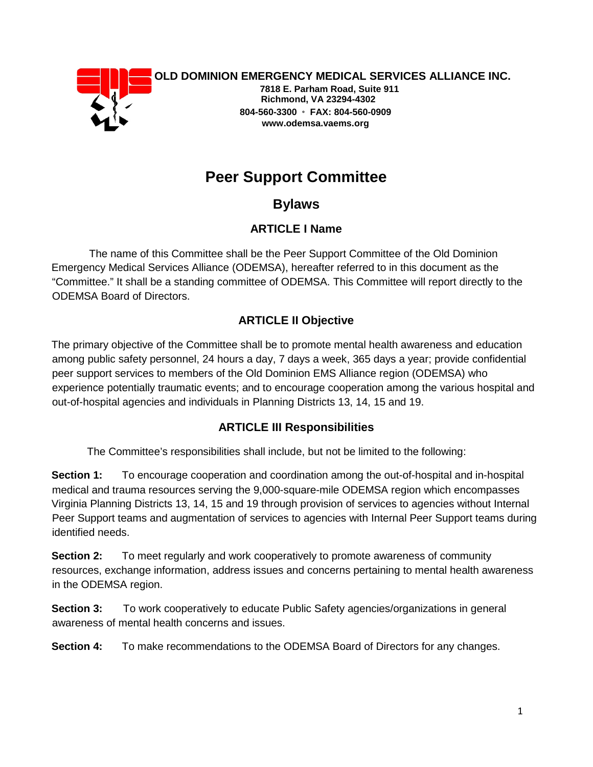**OLD DOMINION EMERGENCY MEDICAL SERVICES ALLIANCE INC.**
**7818 E. Parham Road, Suite 911**
**Richmond, VA 23294-4302**
**804-560-3300 ◦ FAX: 804-560-0909**
**www.odemsa.vaems.org**

# Peer Support Committee

## Bylaws

### ARTICLE I Name

The name of this Committee shall be the Peer Support Committee of the Old Dominion Emergency Medical Services Alliance (ODEMSA), hereafter referred to in this document as the "Committee." It shall be a standing committee of ODEMSA. This Committee will report directly to the ODEMSA Board of Directors.

### ARTICLE II Objective

The primary objective of the Committee shall be to promote mental health awareness and education among public safety personnel, 24 hours a day, 7 days a week, 365 days a year; provide confidential peer support services to members of the Old Dominion EMS Alliance region (ODEMSA) who experience potentially traumatic events; and to encourage cooperation among the various hospital and out-of-hospital agencies and individuals in Planning Districts 13, 14, 15 and 19.

### ARTICLE III Responsibilities

The Committee's responsibilities shall include, but not be limited to the following:

**Section 1:** To encourage cooperation and coordination among the out-of-hospital and in-hospital medical and trauma resources serving the 9,000-square-mile ODEMSA region which encompasses Virginia Planning Districts 13, 14, 15 and 19 through provision of services to agencies without Internal Peer Support teams and augmentation of services to agencies with Internal Peer Support teams during identified needs.

**Section 2:** To meet regularly and work cooperatively to promote awareness of community resources, exchange information, address issues and concerns pertaining to mental health awareness in the ODEMSA region.

**Section 3:** To work cooperatively to educate Public Safety agencies/organizations in general awareness of mental health concerns and issues.

**Section 4:** To make recommendations to the ODEMSA Board of Directors for any changes.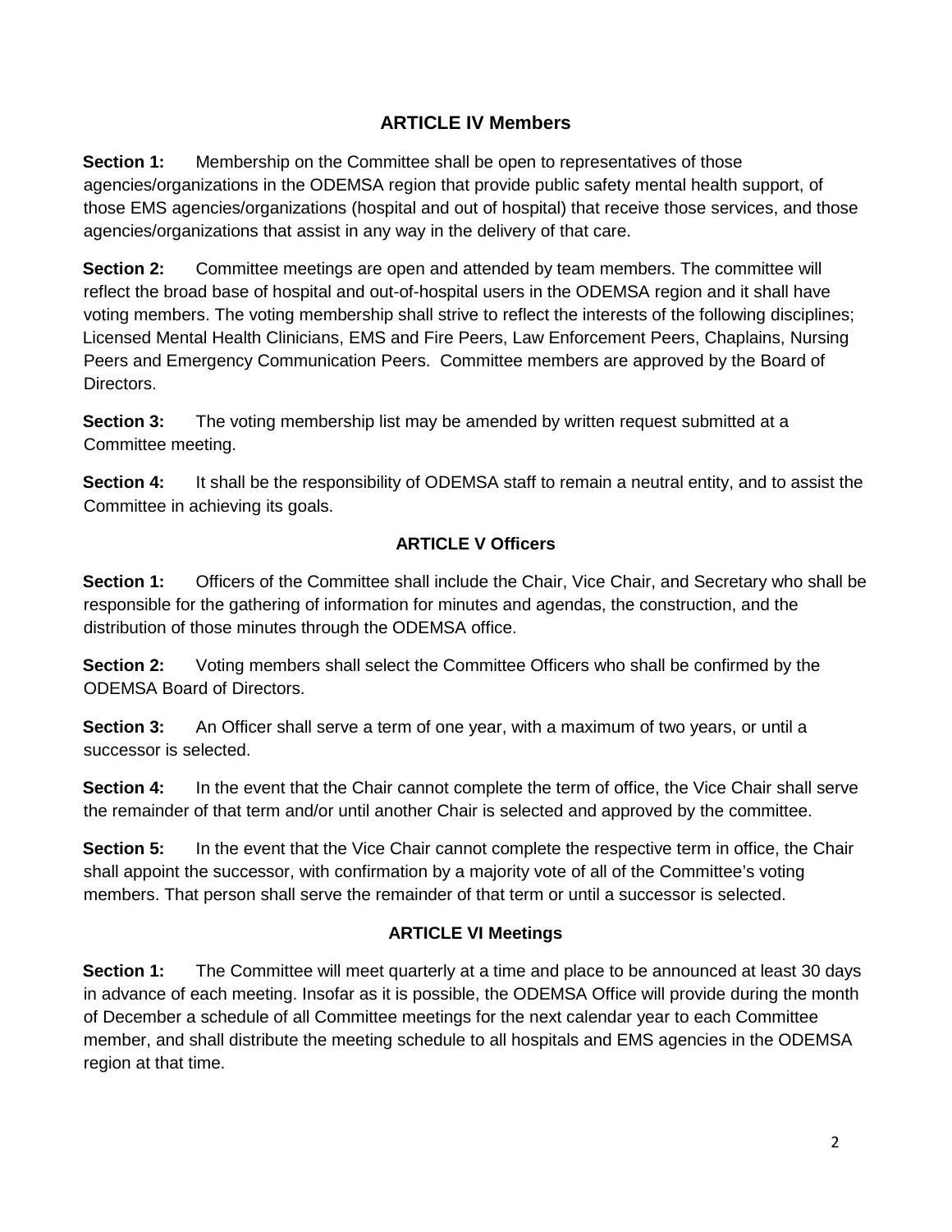## ARTICLE IV Members

**Section 1:** Membership on the Committee shall be open to representatives of those agencies/organizations in the ODEMSA region that provide public safety mental health support, of those EMS agencies/organizations (hospital and out of hospital) that receive those services, and those agencies/organizations that assist in any way in the delivery of that care.

**Section 2:** Committee meetings are open and attended by team members. The committee will reflect the broad base of hospital and out-of-hospital users in the ODEMSA region and it shall have voting members. The voting membership shall strive to reflect the interests of the following disciplines; Licensed Mental Health Clinicians, EMS and Fire Peers, Law Enforcement Peers, Chaplains, Nursing Peers and Emergency Communication Peers. Committee members are approved by the Board of Directors.

**Section 3:** The voting membership list may be amended by written request submitted at a Committee meeting.

**Section 4:** It shall be the responsibility of ODEMSA staff to remain a neutral entity, and to assist the Committee in achieving its goals.

## ARTICLE V Officers

**Section 1:** Officers of the Committee shall include the Chair, Vice Chair, and Secretary who shall be responsible for the gathering of information for minutes and agendas, the construction, and the distribution of those minutes through the ODEMSA office.

**Section 2:** Voting members shall select the Committee Officers who shall be confirmed by the ODEMSA Board of Directors.

**Section 3:** An Officer shall serve a term of one year, with a maximum of two years, or until a successor is selected.

**Section 4:** In the event that the Chair cannot complete the term of office, the Vice Chair shall serve the remainder of that term and/or until another Chair is selected and approved by the committee.

**Section 5:** In the event that the Vice Chair cannot complete the respective term in office, the Chair shall appoint the successor, with confirmation by a majority vote of all of the Committee's voting members. That person shall serve the remainder of that term or until a successor is selected.

## ARTICLE VI Meetings

**Section 1:** The Committee will meet quarterly at a time and place to be announced at least 30 days in advance of each meeting. Insofar as it is possible, the ODEMSA Office will provide during the month of December a schedule of all Committee meetings for the next calendar year to each Committee member, and shall distribute the meeting schedule to all hospitals and EMS agencies in the ODEMSA region at that time.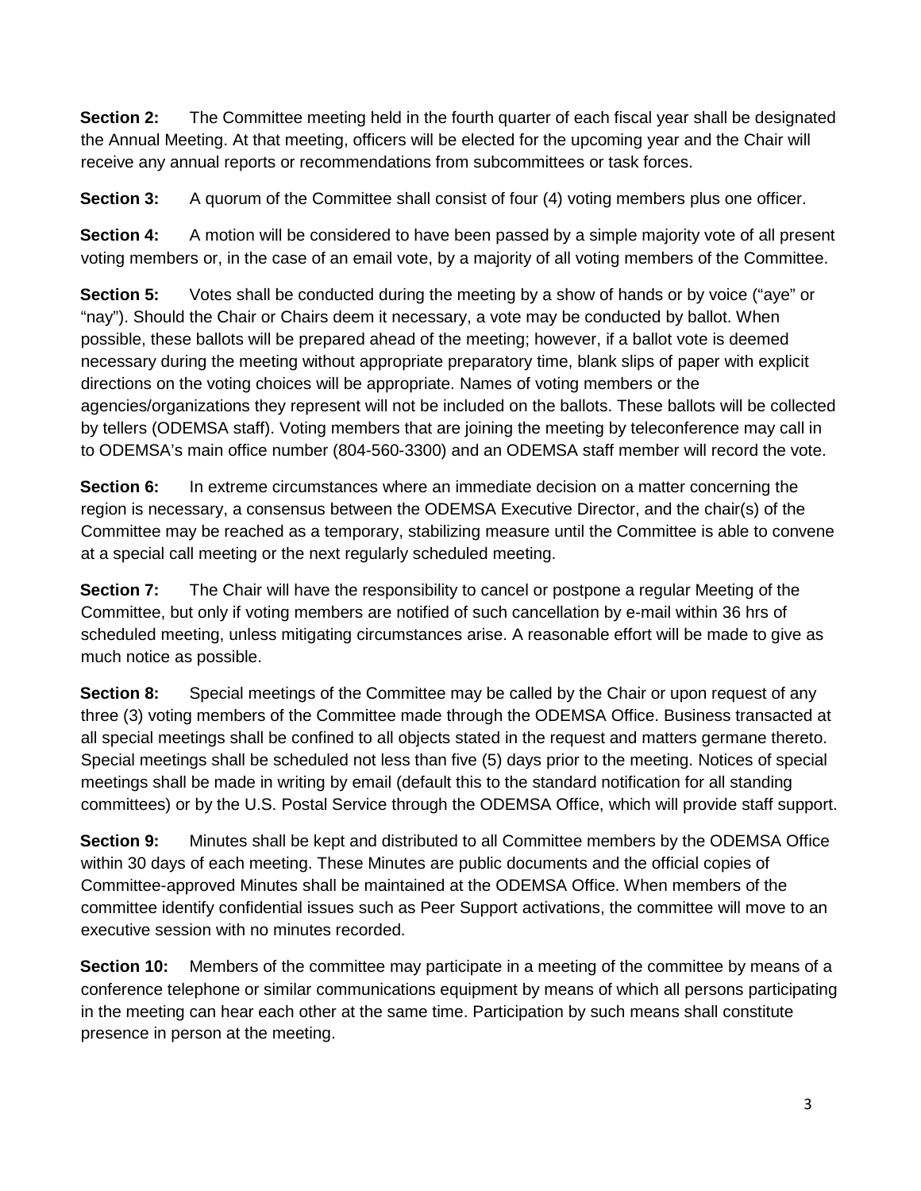**Section 2:** The Committee meeting held in the fourth quarter of each fiscal year shall be designated the Annual Meeting. At that meeting, officers will be elected for the upcoming year and the Chair will receive any annual reports or recommendations from subcommittees or task forces.

**Section 3:** A quorum of the Committee shall consist of four (4) voting members plus one officer.

**Section 4:** A motion will be considered to have been passed by a simple majority vote of all present voting members or, in the case of an email vote, by a majority of all voting members of the Committee.

**Section 5:** Votes shall be conducted during the meeting by a show of hands or by voice ("aye" or "nay"). Should the Chair or Chairs deem it necessary, a vote may be conducted by ballot. When possible, these ballots will be prepared ahead of the meeting; however, if a ballot vote is deemed necessary during the meeting without appropriate preparatory time, blank slips of paper with explicit directions on the voting choices will be appropriate. Names of voting members or the agencies/organizations they represent will not be included on the ballots. These ballots will be collected by tellers (ODEMSA staff). Voting members that are joining the meeting by teleconference may call in to ODEMSA's main office number (804-560-3300) and an ODEMSA staff member will record the vote.

**Section 6:** In extreme circumstances where an immediate decision on a matter concerning the region is necessary, a consensus between the ODEMSA Executive Director, and the chair(s) of the Committee may be reached as a temporary, stabilizing measure until the Committee is able to convene at a special call meeting or the next regularly scheduled meeting.

**Section 7:** The Chair will have the responsibility to cancel or postpone a regular Meeting of the Committee, but only if voting members are notified of such cancellation by e-mail within 36 hrs of scheduled meeting, unless mitigating circumstances arise. A reasonable effort will be made to give as much notice as possible.

**Section 8:** Special meetings of the Committee may be called by the Chair or upon request of any three (3) voting members of the Committee made through the ODEMSA Office. Business transacted at all special meetings shall be confined to all objects stated in the request and matters germane thereto. Special meetings shall be scheduled not less than five (5) days prior to the meeting. Notices of special meetings shall be made in writing by email (default this to the standard notification for all standing committees) or by the U.S. Postal Service through the ODEMSA Office, which will provide staff support.

**Section 9:** Minutes shall be kept and distributed to all Committee members by the ODEMSA Office within 30 days of each meeting. These Minutes are public documents and the official copies of Committee-approved Minutes shall be maintained at the ODEMSA Office. When members of the committee identify confidential issues such as Peer Support activations, the committee will move to an executive session with no minutes recorded.

**Section 10:** Members of the committee may participate in a meeting of the committee by means of a conference telephone or similar communications equipment by means of which all persons participating in the meeting can hear each other at the same time. Participation by such means shall constitute presence in person at the meeting.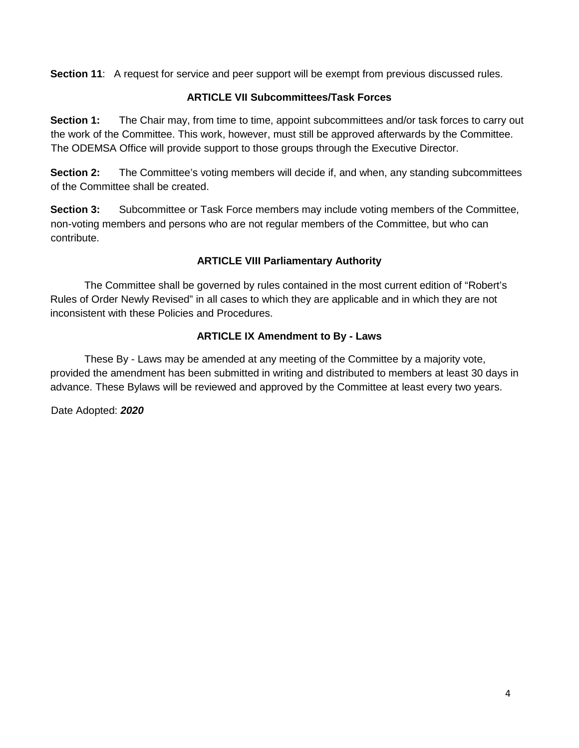**Section 11**: A request for service and peer support will be exempt from previous discussed rules.

## ARTICLE VII Subcommittees/Task Forces

**Section 1:** The Chair may, from time to time, appoint subcommittees and/or task forces to carry out the work of the Committee. This work, however, must still be approved afterwards by the Committee. The ODEMSA Office will provide support to those groups through the Executive Director.

**Section 2:** The Committee's voting members will decide if, and when, any standing subcommittees of the Committee shall be created.

**Section 3:** Subcommittee or Task Force members may include voting members of the Committee, non-voting members and persons who are not regular members of the Committee, but who can contribute.

## ARTICLE VIII Parliamentary Authority

The Committee shall be governed by rules contained in the most current edition of "Robert's Rules of Order Newly Revised" in all cases to which they are applicable and in which they are not inconsistent with these Policies and Procedures.

## ARTICLE IX Amendment to By - Laws

These By - Laws may be amended at any meeting of the Committee by a majority vote, provided the amendment has been submitted in writing and distributed to members at least 30 days in advance. These Bylaws will be reviewed and approved by the Committee at least every two years.

Date Adopted: ***2020***